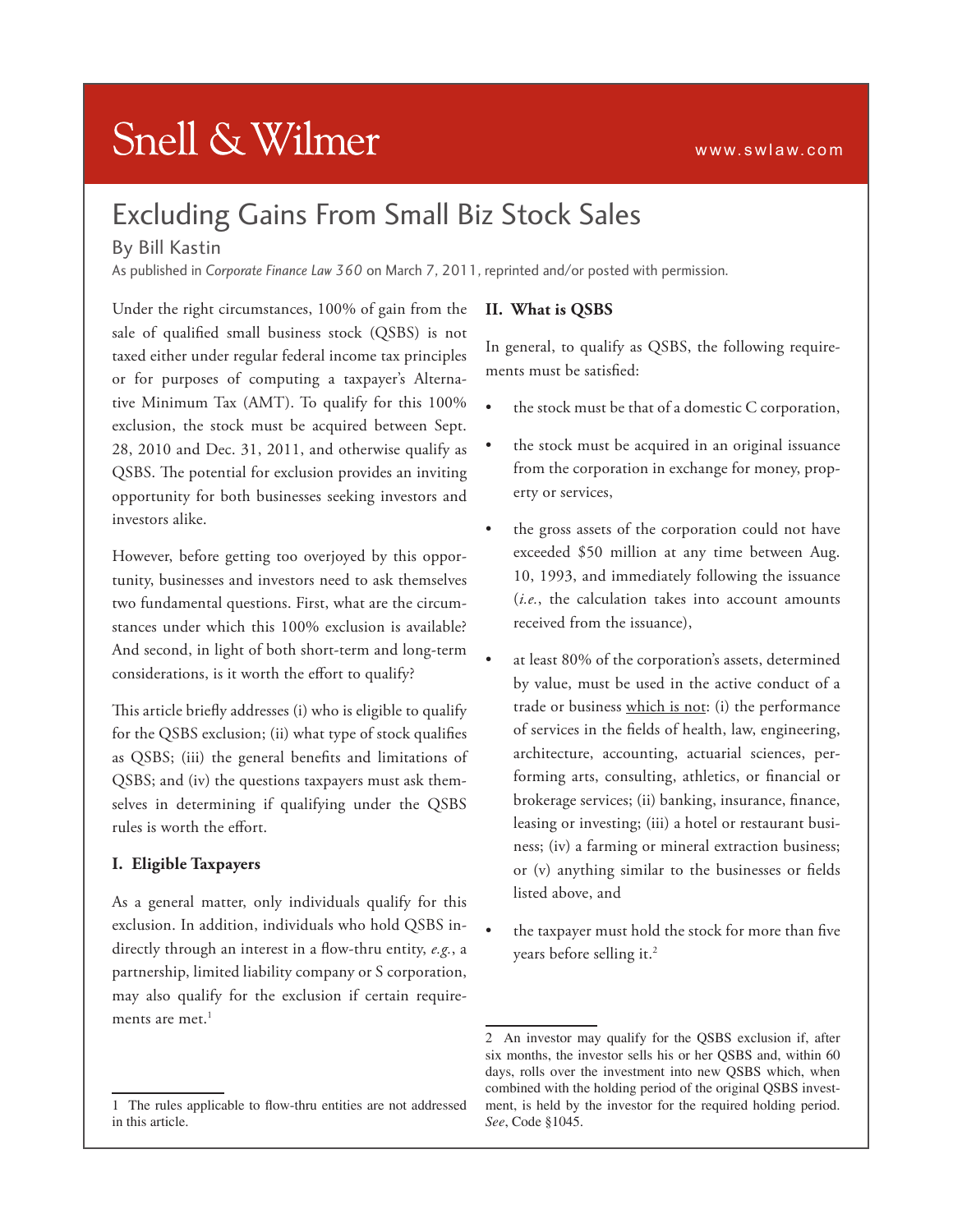Snell & Wilmer

www.swlaw.com

# Excluding Gains From Small Biz Stock Sales

By Bill Kastin

As published in *Corporate Finance Law 360* on March 7, 2011, reprinted and/or posted with permission.

Under the right circumstances, 100% of gain from the sale of qualified small business stock (QSBS) is not taxed either under regular federal income tax principles or for purposes of computing a taxpayer's Alternative Minimum Tax (AMT). To qualify for this 100% exclusion, the stock must be acquired between Sept. 28, 2010 and Dec. 31, 2011, and otherwise qualify as QSBS. The potential for exclusion provides an inviting opportunity for both businesses seeking investors and investors alike.

However, before getting too overjoyed by this opportunity, businesses and investors need to ask themselves two fundamental questions. First, what are the circumstances under which this 100% exclusion is available? And second, in light of both short-term and long-term considerations, is it worth the effort to qualify?

This article briefly addresses (i) who is eligible to qualify for the QSBS exclusion; (ii) what type of stock qualifies as QSBS; (iii) the general benefits and limitations of QSBS; and (iv) the questions taxpayers must ask themselves in determining if qualifying under the QSBS rules is worth the effort.

## I. Eligible Taxpayers

As a general matter, only individuals qualify for this exclusion. In addition, individuals who hold QSBS indirectly through an interest in a flow-thru entity, *e.g.*, a partnership, limited liability company or S corporation, may also qualify for the exclusion if certain requirements are met.[1]

## II. What is QSBS

In general, to qualify as QSBS, the following requirements must be satisfied:

- the stock must be that of a domestic C corporation,
- the stock must be acquired in an original issuance from the corporation in exchange for money, property or services,
- the gross assets of the corporation could not have exceeded $50 million at any time between Aug. 10, 1993, and immediately following the issuance (*i.e.*, the calculation takes into account amounts received from the issuance),
- at least 80% of the corporation's assets, determined by value, must be used in the active conduct of a trade or business <u>which is not</u>: (i) the performance of services in the fields of health, law, engineering, architecture, accounting, actuarial sciences, performing arts, consulting, athletics, or financial or brokerage services; (ii) banking, insurance, finance, leasing or investing; (iii) a hotel or restaurant business; (iv) a farming or mineral extraction business; or (v) anything similar to the businesses or fields listed above, and
- the taxpayer must hold the stock for more than five years before selling it.[2]

---

1 The rules applicable to flow-thru entities are not addressed in this article.

2 An investor may qualify for the QSBS exclusion if, after six months, the investor sells his or her QSBS and, within 60 days, rolls over the investment into new QSBS which, when combined with the holding period of the original QSBS investment, is held by the investor for the required holding period. *See*, Code §1045.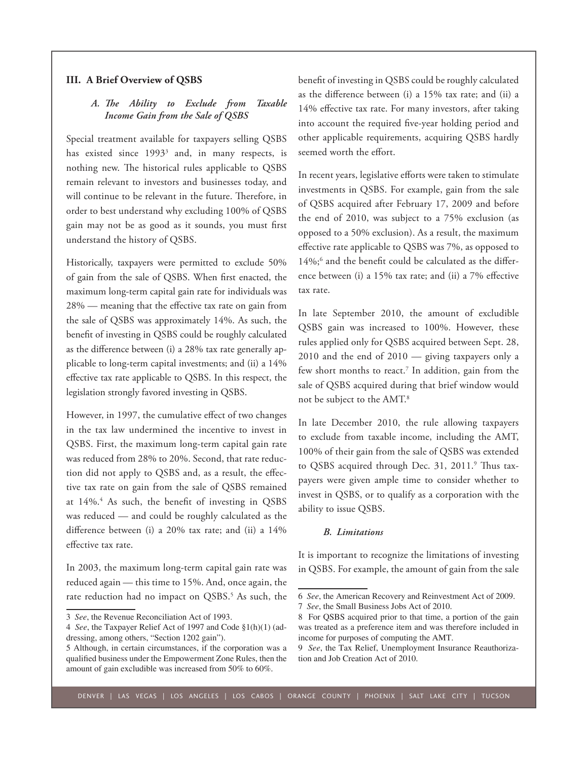## III. A Brief Overview of QSBS

### *A. The Ability to Exclude from Taxable Income Gain from the Sale of QSBS*

Special treatment available for taxpayers selling QSBS has existed since 1993[3] and, in many respects, is nothing new. The historical rules applicable to QSBS remain relevant to investors and businesses today, and will continue to be relevant in the future. Therefore, in order to best understand why excluding 100% of QSBS gain may not be as good as it sounds, you must first understand the history of QSBS.

Historically, taxpayers were permitted to exclude 50% of gain from the sale of QSBS. When first enacted, the maximum long-term capital gain rate for individuals was 28% — meaning that the effective tax rate on gain from the sale of QSBS was approximately 14%. As such, the benefit of investing in QSBS could be roughly calculated as the difference between (i) a 28% tax rate generally applicable to long-term capital investments; and (ii) a 14% effective tax rate applicable to QSBS. In this respect, the legislation strongly favored investing in QSBS.

However, in 1997, the cumulative effect of two changes in the tax law undermined the incentive to invest in QSBS. First, the maximum long-term capital gain rate was reduced from 28% to 20%. Second, that rate reduction did not apply to QSBS and, as a result, the effective tax rate on gain from the sale of QSBS remained at 14%.[4] As such, the benefit of investing in QSBS was reduced — and could be roughly calculated as the difference between (i) a 20% tax rate; and (ii) a 14% effective tax rate.

In 2003, the maximum long-term capital gain rate was reduced again — this time to 15%. And, once again, the rate reduction had no impact on QSBS.[5] As such, the benefit of investing in QSBS could be roughly calculated as the difference between (i) a 15% tax rate; and (ii) a 14% effective tax rate. For many investors, after taking into account the required five-year holding period and other applicable requirements, acquiring QSBS hardly seemed worth the effort.

In recent years, legislative efforts were taken to stimulate investments in QSBS. For example, gain from the sale of QSBS acquired after February 17, 2009 and before the end of 2010, was subject to a 75% exclusion (as opposed to a 50% exclusion). As a result, the maximum effective rate applicable to QSBS was 7%, as opposed to 14%;[6] and the benefit could be calculated as the difference between (i) a 15% tax rate; and (ii) a 7% effective tax rate.

In late September 2010, the amount of excludible QSBS gain was increased to 100%. However, these rules applied only for QSBS acquired between Sept. 28, 2010 and the end of 2010 — giving taxpayers only a few short months to react.[7] In addition, gain from the sale of QSBS acquired during that brief window would not be subject to the AMT.[8]

In late December 2010, the rule allowing taxpayers to exclude from taxable income, including the AMT, 100% of their gain from the sale of QSBS was extended to QSBS acquired through Dec. 31, 2011.[9] Thus taxpayers were given ample time to consider whether to invest in QSBS, or to qualify as a corporation with the ability to issue QSBS.

### *B. Limitations*

It is important to recognize the limitations of investing in QSBS. For example, the amount of gain from the sale

---

3 *See*, the Revenue Reconciliation Act of 1993.

4 *See*, the Taxpayer Relief Act of 1997 and Code §1(h)(1) (addressing, among others, "Section 1202 gain").

5 Although, in certain circumstances, if the corporation was a qualified business under the Empowerment Zone Rules, then the amount of gain excludible was increased from 50% to 60%.

6 *See*, the American Recovery and Reinvestment Act of 2009.

7 *See*, the Small Business Jobs Act of 2010.

8 For QSBS acquired prior to that time, a portion of the gain was treated as a preference item and was therefore included in income for purposes of computing the AMT.

9 *See*, the Tax Relief, Unemployment Insurance Reauthorization and Job Creation Act of 2010.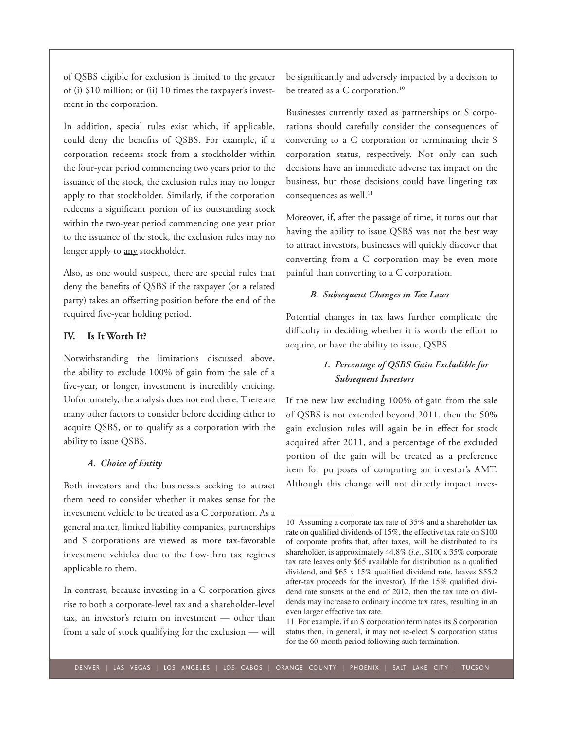of QSBS eligible for exclusion is limited to the greater of (i) $10 million; or (ii) 10 times the taxpayer's investment in the corporation.

In addition, special rules exist which, if applicable, could deny the benefits of QSBS. For example, if a corporation redeems stock from a stockholder within the four-year period commencing two years prior to the issuance of the stock, the exclusion rules may no longer apply to that stockholder. Similarly, if the corporation redeems a significant portion of its outstanding stock within the two-year period commencing one year prior to the issuance of the stock, the exclusion rules may no longer apply to <u>any</u> stockholder.

Also, as one would suspect, there are special rules that deny the benefits of QSBS if the taxpayer (or a related party) takes an offsetting position before the end of the required five-year holding period.

## IV. Is It Worth It?

Notwithstanding the limitations discussed above, the ability to exclude 100% of gain from the sale of a five-year, or longer, investment is incredibly enticing. Unfortunately, the analysis does not end there. There are many other factors to consider before deciding either to acquire QSBS, or to qualify as a corporation with the ability to issue QSBS.

### *A. Choice of Entity*

Both investors and the businesses seeking to attract them need to consider whether it makes sense for the investment vehicle to be treated as a C corporation. As a general matter, limited liability companies, partnerships and S corporations are viewed as more tax-favorable investment vehicles due to the flow-thru tax regimes applicable to them.

In contrast, because investing in a C corporation gives rise to both a corporate-level tax and a shareholder-level tax, an investor's return on investment — other than from a sale of stock qualifying for the exclusion — will be significantly and adversely impacted by a decision to be treated as a C corporation.[10]

Businesses currently taxed as partnerships or S corporations should carefully consider the consequences of converting to a C corporation or terminating their S corporation status, respectively. Not only can such decisions have an immediate adverse tax impact on the business, but those decisions could have lingering tax consequences as well.[11]

Moreover, if, after the passage of time, it turns out that having the ability to issue QSBS was not the best way to attract investors, businesses will quickly discover that converting from a C corporation may be even more painful than converting to a C corporation.

### *B. Subsequent Changes in Tax Laws*

Potential changes in tax laws further complicate the difficulty in deciding whether it is worth the effort to acquire, or have the ability to issue, QSBS.

#### *1. Percentage of QSBS Gain Excludible for Subsequent Investors*

If the new law excluding 100% of gain from the sale of QSBS is not extended beyond 2011, then the 50% gain exclusion rules will again be in effect for stock acquired after 2011, and a percentage of the excluded portion of the gain will be treated as a preference item for purposes of computing an investor's AMT. Although this change will not directly impact inves-

---

10 Assuming a corporate tax rate of 35% and a shareholder tax rate on qualified dividends of 15%, the effective tax rate on $100 of corporate profits that, after taxes, will be distributed to its shareholder, is approximately 44.8% (*i.e.*, $100 x 35% corporate tax rate leaves only $65 available for distribution as a qualified dividend, and $65 x 15% qualified dividend rate, leaves $55.2 after-tax proceeds for the investor). If the 15% qualified dividend rate sunsets at the end of 2012, then the tax rate on dividends may increase to ordinary income tax rates, resulting in an even larger effective tax rate.

11 For example, if an S corporation terminates its S corporation status then, in general, it may not re-elect S corporation status for the 60-month period following such termination.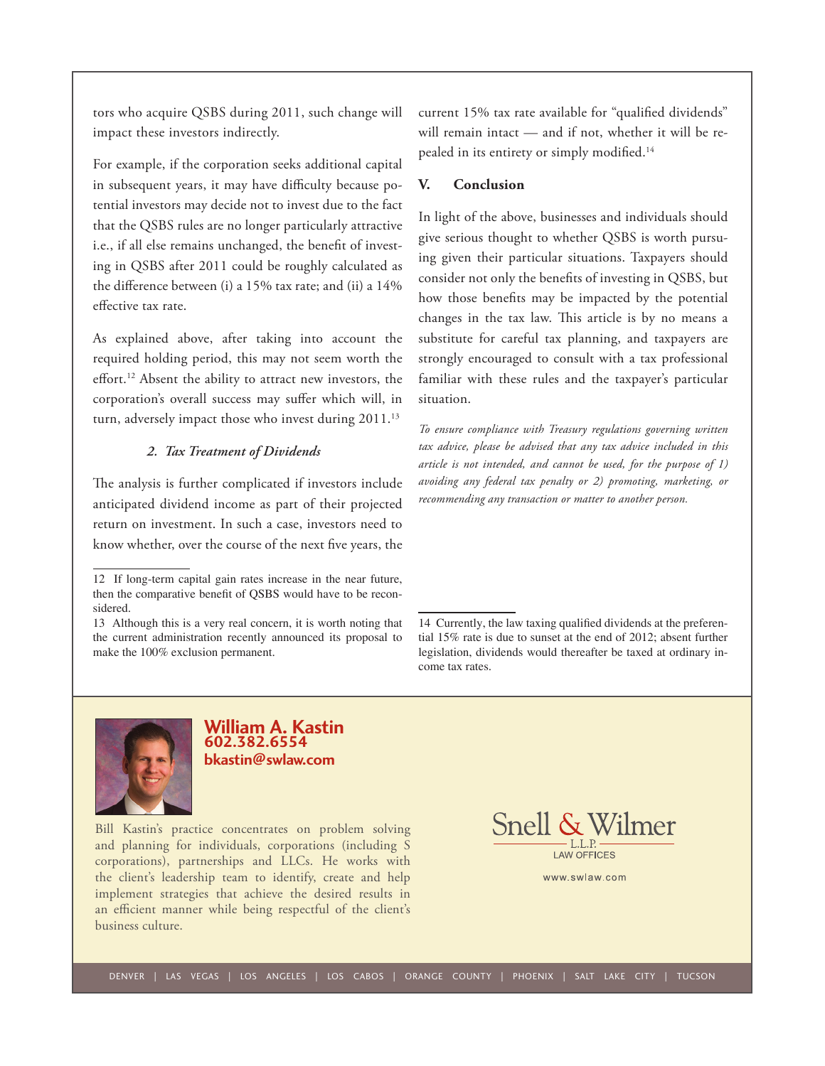tors who acquire QSBS during 2011, such change will impact these investors indirectly.

For example, if the corporation seeks additional capital in subsequent years, it may have difficulty because potential investors may decide not to invest due to the fact that the QSBS rules are no longer particularly attractive i.e., if all else remains unchanged, the benefit of investing in QSBS after 2011 could be roughly calculated as the difference between (i) a 15% tax rate; and (ii) a 14% effective tax rate.

As explained above, after taking into account the required holding period, this may not seem worth the effort.[12] Absent the ability to attract new investors, the corporation's overall success may suffer which will, in turn, adversely impact those who invest during 2011.[13]

#### 2. *Tax Treatment of Dividends*

The analysis is further complicated if investors include anticipated dividend income as part of their projected return on investment. In such a case, investors need to know whether, over the course of the next five years, the current 15% tax rate available for "qualified dividends" will remain intact — and if not, whether it will be repealed in its entirety or simply modified.[14]

## V. Conclusion

In light of the above, businesses and individuals should give serious thought to whether QSBS is worth pursuing given their particular situations. Taxpayers should consider not only the benefits of investing in QSBS, but how those benefits may be impacted by the potential changes in the tax law. This article is by no means a substitute for careful tax planning, and taxpayers are strongly encouraged to consult with a tax professional familiar with these rules and the taxpayer's particular situation.

*To ensure compliance with Treasury regulations governing written tax advice, please be advised that any tax advice included in this article is not intended, and cannot be used, for the purpose of 1) avoiding any federal tax penalty or 2) promoting, marketing, or recommending any transaction or matter to another person.*

---

12 If long-term capital gain rates increase in the near future, then the comparative benefit of QSBS would have to be reconsidered.

13 Although this is a very real concern, it is worth noting that the current administration recently announced its proposal to make the 100% exclusion permanent.

14 Currently, the law taxing qualified dividends at the preferential 15% rate is due to sunset at the end of 2012; absent further legislation, dividends would thereafter be taxed at ordinary income tax rates.

---

**William A. Kastin**
**602.382.6554**
**bkastin@swlaw.com**

Bill Kastin's practice concentrates on problem solving and planning for individuals, corporations (including S corporations), partnerships and LLCs. He works with the client's leadership team to identify, create and help implement strategies that achieve the desired results in an efficient manner while being respectful of the client's business culture.

Snell & Wilmer
L.L.P.
LAW OFFICES

www.swlaw.com

DENVER | LAS VEGAS | LOS ANGELES | LOS CABOS | ORANGE COUNTY | PHOENIX | SALT LAKE CITY | TUCSON